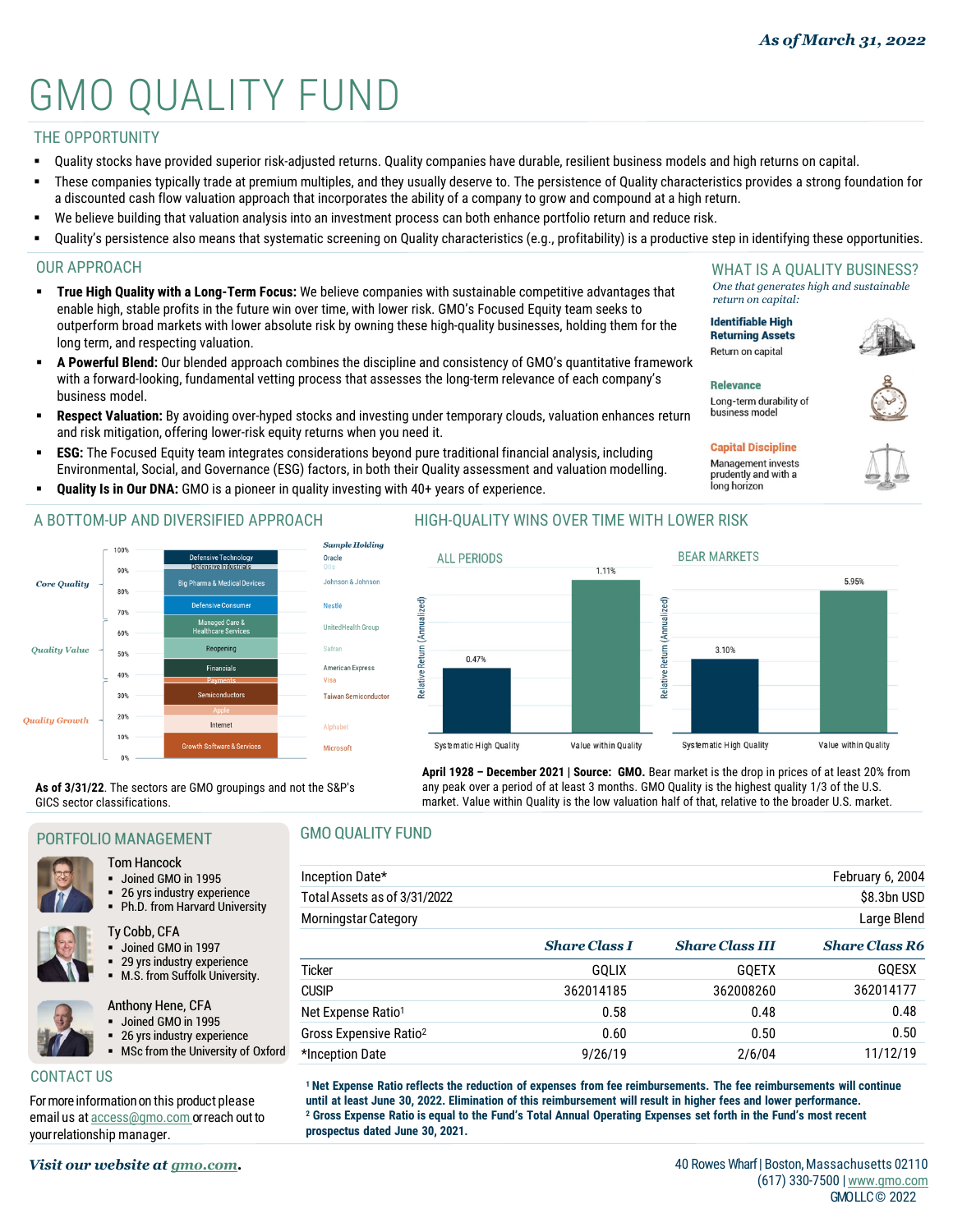*As of March 31, 2022*

# GMO QUALITY FUND

## THE OPPORTUNITY

- Quality stocks have provided superior risk-adjusted returns. Quality companies have durable, resilient business models and high returns on capital.
- These companies typically trade at premium multiples, and they usually deserve to. The persistence of Quality characteristics provides a strong foundation for a discounted cash flow valuation approach that incorporates the ability of a company to grow and compound at a high return.
- We believe building that valuation analysis into an investment process can both enhance portfolio return and reduce risk.
- Quality's persistence also means that systematic screening on Quality characteristics (e.g., profitability) is a productive step in identifying these opportunities.

## OUR APPROACH

- **True High Quality with a Long-Term Focus:** We believe companies with sustainable competitive advantages that enable high, stable profits in the future win over time, with lower risk. GMO's Focused Equity team seeks to outperform broad markets with lower absolute risk by owning these high-quality businesses, holding them for the long term, and respecting valuation.
- **A Powerful Blend:** Our blended approach combines the discipline and consistency of GMO's quantitative framework with a forward-looking, fundamental vetting process that assesses the long-term relevance of each company's business model.
- **Respect Valuation:** By avoiding over-hyped stocks and investing under temporary clouds, valuation enhances return and risk mitigation, offering lower-risk equity returns when you need it.
- **ESG:** The Focused Equity team integrates considerations beyond pure traditional financial analysis, including Environmental, Social, and Governance (ESG) factors, in both their Quality assessment and valuation modelling.
- **Quality Is in Our DNA:** GMO is a pioneer in quality investing with 40+ years of experience.

## WHAT IS A QUALITY BUSINESS?

*One that generates high and sustainable return on capital:*

**Identifiable High Returning Assets**
Return on capital

**Relevance**
Long-term durability of business model

**Capital Discipline**
Management invests prudently and with a long horizon

## A BOTTOM-UP AND DIVERSIFIED APPROACH

| Category | Sector | *Sample Holding* |
|---|---|---|
| *Core Quality* | Defensive Technology | Oracle |
| | Defensive Industrials | Otis |
| | Big Pharma & Medical Devices | Johnson & Johnson |
| | Defensive Consumer | Nestlé |
| | Managed Care & Healthcare Services | UnitedHealth Group |
| *Quality Value* | Reopening | Safran |
| | Financials | American Express |
| | Payments | Visa |
| | Semiconductors | Taiwan Semiconductor |
| *Quality Growth* | Apple | |
| | Internet | Alphabet |
| | Growth Software & Services | Microsoft |

**As of 3/31/22**. The sectors are GMO groupings and not the S&P's GICS sector classifications.

## HIGH-QUALITY WINS OVER TIME WITH LOWER RISK

Relative Return (Annualized)

| | Systematic High Quality | Value within Quality |
|---|---|---|
| ALL PERIODS | 0.47% | 1.11% |
| BEAR MARKETS | 3.10% | 5.95% |

**April 1928 – December 2021 | Source: GMO.** Bear market is the drop in prices of at least 20% from any peak over a period of at least 3 months. GMO Quality is the highest quality 1/3 of the U.S. market. Value within Quality is the low valuation half of that, relative to the broader U.S. market.

## PORTFOLIO MANAGEMENT

**Tom Hancock**
- Joined GMO in 1995
- 26 yrs industry experience
- Ph.D. from Harvard University

**Ty Cobb, CFA**
- Joined GMO in 1997
- 29 yrs industry experience
- M.S. from Suffolk University.

**Anthony Hene, CFA**
- Joined GMO in 1995
- 26 yrs industry experience
- MSc from the University of Oxford

## GMO QUALITY FUND

| | | | |
|---|---|---|---|
| Inception Date* | | | February 6, 2004 |
| Total Assets as of 3/31/2022 | | | $8.3bn USD |
| Morningstar Category | | | Large Blend |
| | ***Share Class I*** | ***Share Class III*** | ***Share Class R6*** |
| Ticker | GQLIX | GQETX | GQESX |
| CUSIP | 362014185 | 362008260 | 362014177 |
| Net Expense Ratio[1] | 0.58 | 0.48 | 0.48 |
| Gross Expensive Ratio[2] | 0.60 | 0.50 | 0.50 |
| *Inception Date | 9/26/19 | 2/6/04 | 11/12/19 |

[1] **Net Expense Ratio reflects the reduction of expenses from fee reimbursements. The fee reimbursements will continue until at least June 30, 2022. Elimination of this reimbursement will result in higher fees and lower performance.**
[2] **Gross Expense Ratio is equal to the Fund's Total Annual Operating Expenses set forth in the Fund's most recent prospectus dated June 30, 2021.**

## CONTACT US

For more information on this product please email us at access@gmo.com or reach out to your relationship manager.

*Visit our website at gmo.com.*

40 Rowes Wharf | Boston, Massachusetts 02110
(617) 330-7500 | www.gmo.com
GMO LLC © 2022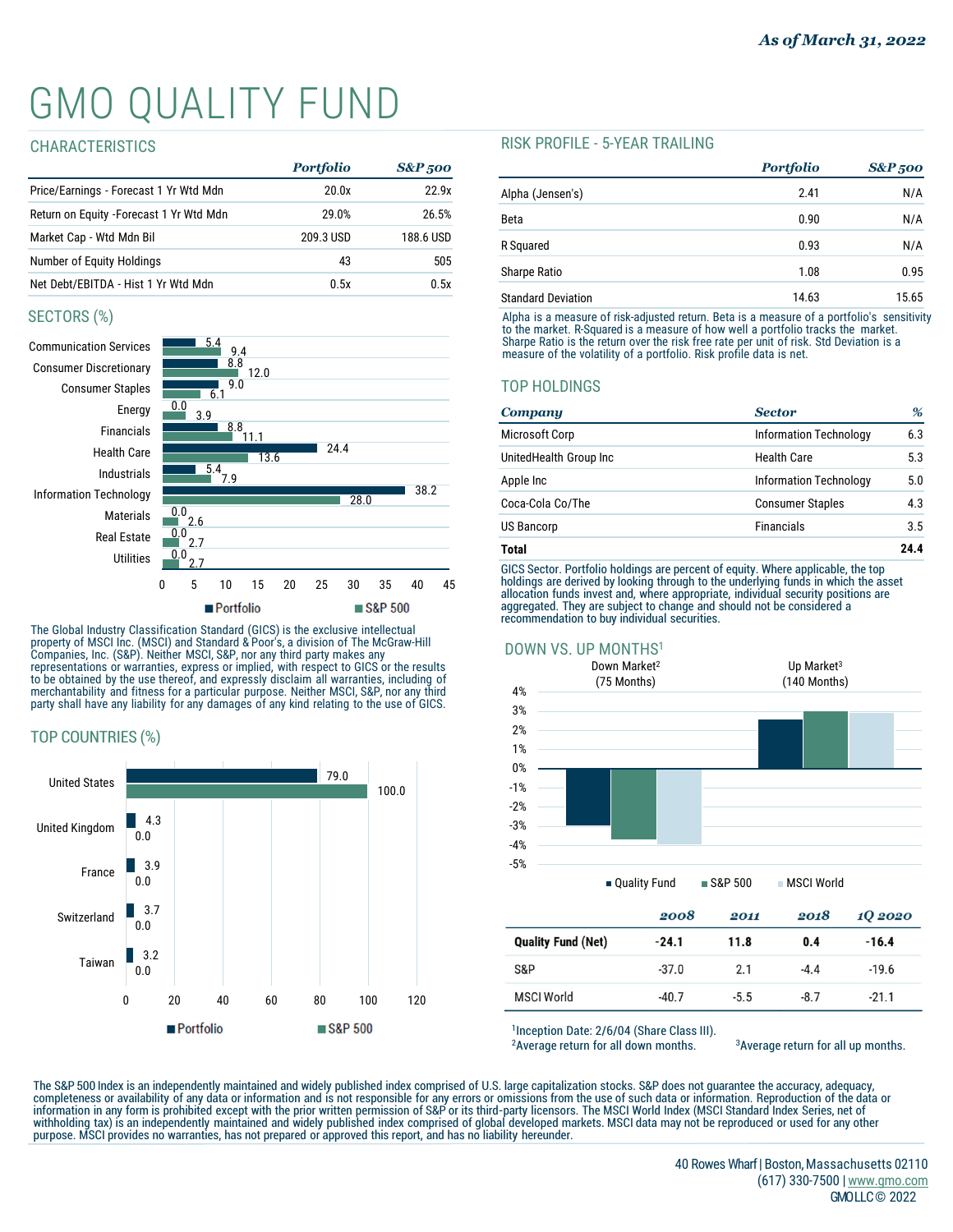*As of March 31, 2022*

# GMO QUALITY FUND

## CHARACTERISTICS

| | *Portfolio* | *S&P 500* |
|---|---|---|
| Price/Earnings - Forecast 1 Yr Wtd Mdn | 20.0x | 22.9x |
| Return on Equity -Forecast 1 Yr Wtd Mdn | 29.0% | 26.5% |
| Market Cap - Wtd Mdn Bil | 209.3 USD | 188.6 USD |
| Number of Equity Holdings | 43 | 505 |
| Net Debt/EBITDA - Hist 1 Yr Wtd Mdn | 0.5x | 0.5x |

## SECTORS (%)

| Sector | Portfolio | S&P 500 |
|---|---|---|
| Communication Services | 5.4 | 9.4 |
| Consumer Discretionary | 8.8 | 12.0 |
| Consumer Staples | 9.0 | 6.1 |
| Energy | 0.0 | 3.9 |
| Financials | 8.8 | 11.1 |
| Health Care | 24.4 | 13.6 |
| Industrials | 5.4 | 7.9 |
| Information Technology | 38.2 | 28.0 |
| Materials | 0.0 | 2.6 |
| Real Estate | 0.0 | 2.7 |
| Utilities | 0.0 | 2.7 |

The Global Industry Classification Standard (GICS) is the exclusive intellectual property of MSCI Inc. (MSCI) and Standard & Poor's, a division of The McGraw-Hill Companies, Inc. (S&P). Neither MSCI, S&P, nor any third party makes any representations or warranties, express or implied, with respect to GICS or the results to be obtained by the use thereof, and expressly disclaim all warranties, including of merchantability and fitness for a particular purpose. Neither MSCI, S&P, nor any third party shall have any liability for any damages of any kind relating to the use of GICS.

## TOP COUNTRIES (%)

| Country | Portfolio | S&P 500 |
|---|---|---|
| United States | 79.0 | 100.0 |
| United Kingdom | 4.3 | 0.0 |
| France | 3.9 | 0.0 |
| Switzerland | 3.7 | 0.0 |
| Taiwan | 3.2 | 0.0 |

## RISK PROFILE - 5-YEAR TRAILING

| | *Portfolio* | *S&P 500* |
|---|---|---|
| Alpha (Jensen's) | 2.41 | N/A |
| Beta | 0.90 | N/A |
| R Squared | 0.93 | N/A |
| Sharpe Ratio | 1.08 | 0.95 |
| Standard Deviation | 14.63 | 15.65 |

Alpha is a measure of risk-adjusted return. Beta is a measure of a portfolio's sensitivity to the market. R-Squared is a measure of how well a portfolio tracks the market. Sharpe Ratio is the return over the risk free rate per unit of risk. Std Deviation is a measure of the volatility of a portfolio. Risk profile data is net.

## TOP HOLDINGS

| *Company* | *Sector* | *%* |
|---|---|---|
| Microsoft Corp | Information Technology | 6.3 |
| UnitedHealth Group Inc | Health Care | 5.3 |
| Apple Inc | Information Technology | 5.0 |
| Coca-Cola Co/The | Consumer Staples | 4.3 |
| US Bancorp | Financials | 3.5 |
| **Total** | | **24.4** |

GICS Sector. Portfolio holdings are percent of equity. Where applicable, the top holdings are derived by looking through to the underlying funds in which the asset allocation funds invest and, where appropriate, individual security positions are aggregated. They are subject to change and should not be considered a recommendation to buy individual securities.

## DOWN VS. UP MONTHS[1]

| | Down Market[2] (75 Months) | Up Market[3] (140 Months) |
|---|---|---|
| Quality Fund | ~-3.0% | ~2.6% |
| S&P 500 | ~-3.7% | ~3.0% |
| MSCI World | ~-4.0% | ~2.9% |

| | *2008* | *2011* | *2018* | *1Q 2020* |
|---|---|---|---|---|
| **Quality Fund (Net)** | **-24.1** | **11.8** | **0.4** | **-16.4** |
| S&P | -37.0 | 2.1 | -4.4 | -19.6 |
| MSCI World | -40.7 | -5.5 | -8.7 | -21.1 |

[1]Inception Date: 2/6/04 (Share Class III).
[2]Average return for all down months.
[3]Average return for all up months.

The S&P 500 Index is an independently maintained and widely published index comprised of U.S. large capitalization stocks. S&P does not guarantee the accuracy, adequacy, completeness or availability of any data or information and is not responsible for any errors or omissions from the use of such data or information. Reproduction of the data or information in any form is prohibited except with the prior written permission of S&P or its third-party licensors. The MSCI World Index (MSCI Standard Index Series, net of withholding tax) is an independently maintained and widely published index comprised of global developed markets. MSCI data may not be reproduced or used for any other purpose. MSCI provides no warranties, has not prepared or approved this report, and has no liability hereunder.

40 Rowes Wharf | Boston, Massachusetts 02110
(617) 330-7500 | www.gmo.com
GMO LLC © 2022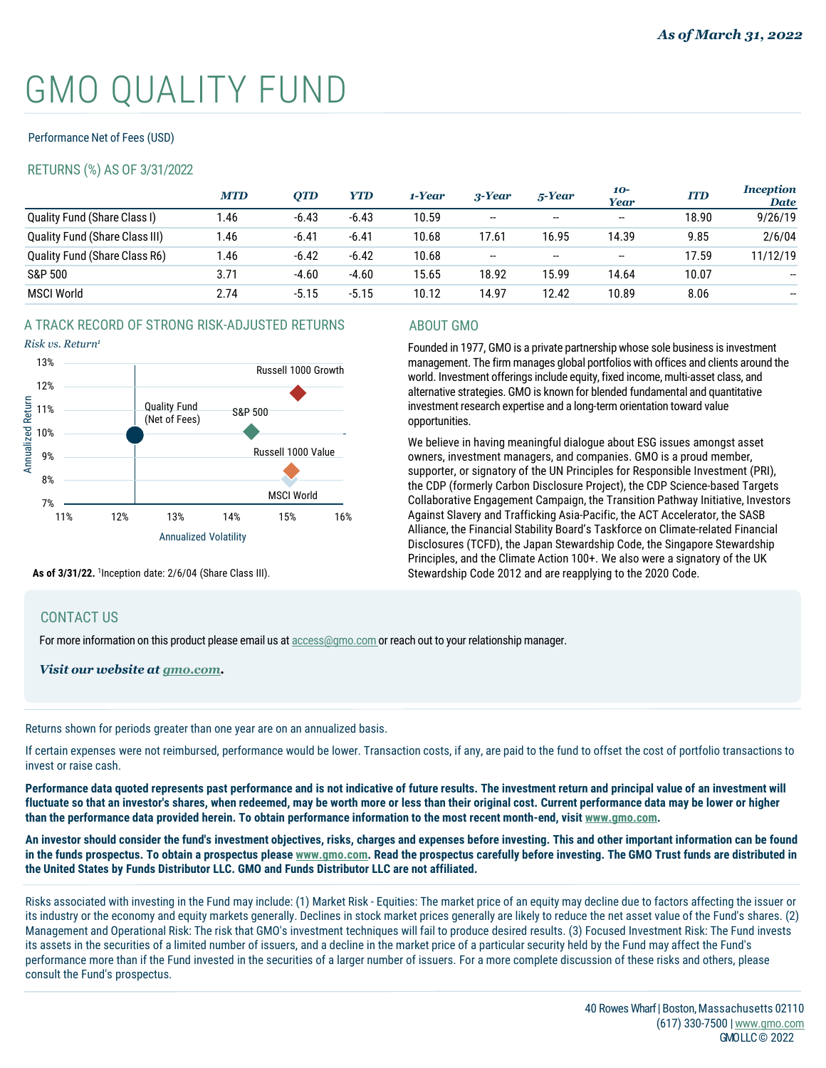*As of March 31, 2022*

# GMO QUALITY FUND

Performance Net of Fees (USD)

## RETURNS (%) AS OF 3/31/2022

| | MTD | QTD | YTD | 1-Year | 3-Year | 5-Year | 10-Year | ITD | Inception Date |
|---|---|---|---|---|---|---|---|---|---|
| Quality Fund (Share Class I) | 1.46 | -6.43 | -6.43 | 10.59 | -- | -- | -- | 18.90 | 9/26/19 |
| Quality Fund (Share Class III) | 1.46 | -6.41 | -6.41 | 10.68 | 17.61 | 16.95 | 14.39 | 9.85 | 2/6/04 |
| Quality Fund (Share Class R6) | 1.46 | -6.42 | -6.42 | 10.68 | -- | -- | -- | 17.59 | 11/12/19 |
| S&P 500 | 3.71 | -4.60 | -4.60 | 15.65 | 18.92 | 15.99 | 14.64 | 10.07 | -- |
| MSCI World | 2.74 | -5.15 | -5.15 | 10.12 | 14.97 | 12.42 | 10.89 | 8.06 | -- |

## A TRACK RECORD OF STRONG RISK-ADJUSTED RETURNS

*Risk vs. Return*[1]

Annualized Return
13%
12%
11%
10%
9%
8%
7%

Annualized Volatility
11%
12%
13%
14%
15%
16%

Russell 1000 Growth
Quality Fund (Net of Fees)
S&P 500
Russell 1000 Value
MSCI World

**As of 3/31/22.** [1]Inception date: 2/6/04 (Share Class III).

## ABOUT GMO

Founded in 1977, GMO is a private partnership whose sole business is investment management. The firm manages global portfolios with offices and clients around the world. Investment offerings include equity, fixed income, multi-asset class, and alternative strategies. GMO is known for blended fundamental and quantitative investment research expertise and a long-term orientation toward value opportunities.

We believe in having meaningful dialogue about ESG issues amongst asset owners, investment managers, and companies. GMO is a proud member, supporter, or signatory of the UN Principles for Responsible Investment (PRI), the CDP (formerly Carbon Disclosure Project), the CDP Science-based Targets Collaborative Engagement Campaign, the Transition Pathway Initiative, Investors Against Slavery and Trafficking Asia-Pacific, the ACT Accelerator, the SASB Alliance, the Financial Stability Board's Taskforce on Climate-related Financial Disclosures (TCFD), the Japan Stewardship Code, the Singapore Stewardship Principles, and the Climate Action 100+. We also were a signatory of the UK Stewardship Code 2012 and are reapplying to the 2020 Code.

## CONTACT US

For more information on this product please email us at access@gmo.com or reach out to your relationship manager.

***Visit our website at gmo.com.***

Returns shown for periods greater than one year are on an annualized basis.

If certain expenses were not reimbursed, performance would be lower. Transaction costs, if any, are paid to the fund to offset the cost of portfolio transactions to invest or raise cash.

**Performance data quoted represents past performance and is not indicative of future results. The investment return and principal value of an investment will fluctuate so that an investor's shares, when redeemed, may be worth more or less than their original cost. Current performance data may be lower or higher than the performance data provided herein. To obtain performance information to the most recent month-end, visit www.gmo.com.**

**An investor should consider the fund's investment objectives, risks, charges and expenses before investing. This and other important information can be found in the funds prospectus. To obtain a prospectus please www.gmo.com. Read the prospectus carefully before investing. The GMO Trust funds are distributed in the United States by Funds Distributor LLC. GMO and Funds Distributor LLC are not affiliated.**

Risks associated with investing in the Fund may include: (1) Market Risk - Equities: The market price of an equity may decline due to factors affecting the issuer or its industry or the economy and equity markets generally. Declines in stock market prices generally are likely to reduce the net asset value of the Fund's shares. (2) Management and Operational Risk: The risk that GMO's investment techniques will fail to produce desired results. (3) Focused Investment Risk: The Fund invests its assets in the securities of a limited number of issuers, and a decline in the market price of a particular security held by the Fund may affect the Fund's performance more than if the Fund invested in the securities of a larger number of issuers. For a more complete discussion of these risks and others, please consult the Fund's prospectus.

40 Rowes Wharf | Boston, Massachusetts 02110
(617) 330-7500 | www.gmo.com
GMO LLC © 2022